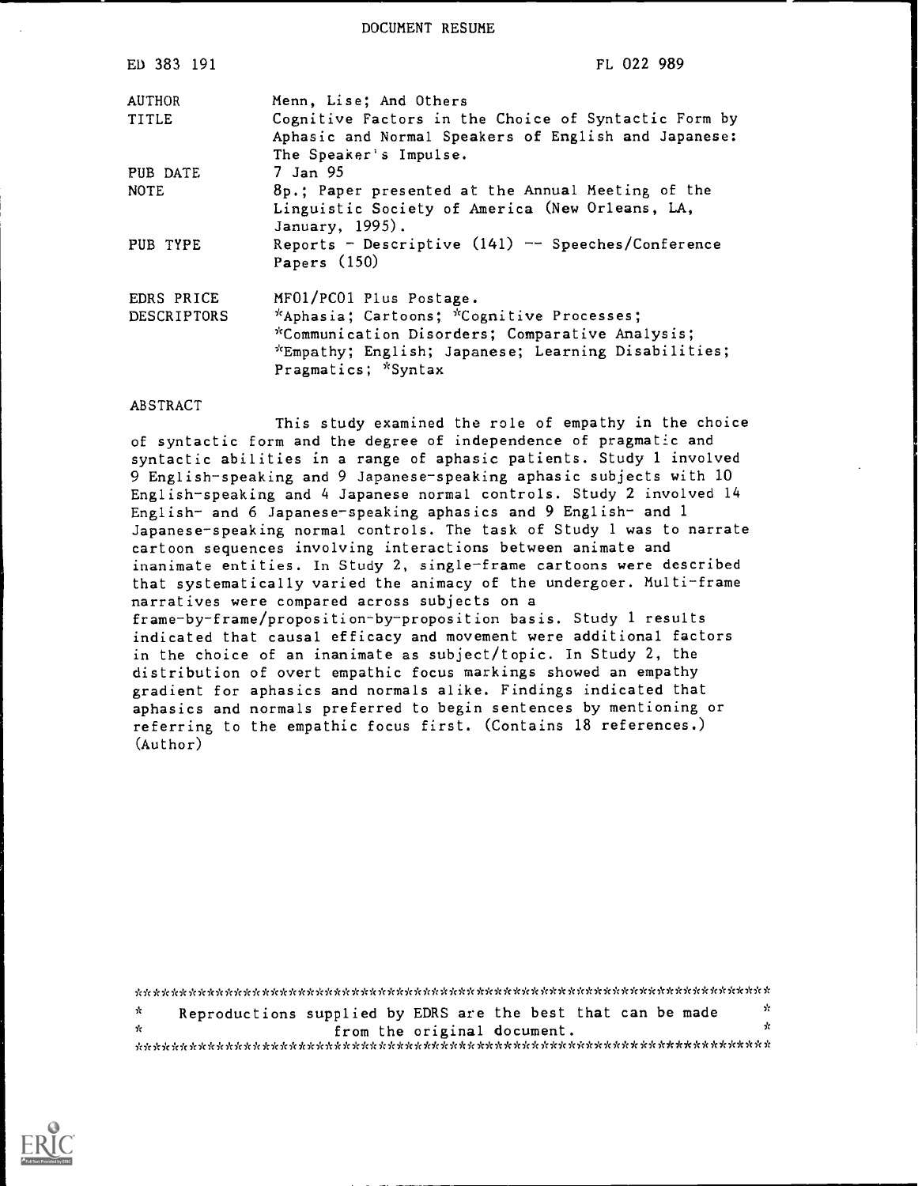DOCUMENT RESUME

| ED 383 191 | FL 022 989 |
|---|---|
| AUTHOR | Menn, Lise; And Others |
| TITLE | Cognitive Factors in the Choice of Syntactic Form by Aphasic and Normal Speakers of English and Japanese: The Speaker's Impulse. |
| PUB DATE | 7 Jan 95 |
| NOTE | 8p.; Paper presented at the Annual Meeting of the Linguistic Society of America (New Orleans, LA, January, 1995). |
| PUB TYPE | Reports - Descriptive (141) -- Speeches/Conference Papers (150) |
| EDRS PRICE | MF01/PC01 Plus Postage. |
| DESCRIPTORS | *Aphasia; Cartoons; *Cognitive Processes; *Communication Disorders; Comparative Analysis; *Empathy; English; Japanese; Learning Disabilities; Pragmatics; *Syntax |

ABSTRACT

This study examined the role of empathy in the choice of syntactic form and the degree of independence of pragmatic and syntactic abilities in a range of aphasic patients. Study 1 involved 9 English-speaking and 9 Japanese-speaking aphasic subjects with 10 English-speaking and 4 Japanese normal controls. Study 2 involved 14 English- and 6 Japanese-speaking aphasics and 9 English- and 1 Japanese-speaking normal controls. The task of Study 1 was to narrate cartoon sequences involving interactions between animate and inanimate entities. In Study 2, single-frame cartoons were described that systematically varied the animacy of the undergoer. Multi-frame narratives were compared across subjects on a frame-by-frame/proposition-by-proposition basis. Study 1 results indicated that causal efficacy and movement were additional factors in the choice of an inanimate as subject/topic. In Study 2, the distribution of overt empathic focus markings showed an empathy gradient for aphasics and normals alike. Findings indicated that aphasics and normals preferred to begin sentences by mentioning or referring to the empathic focus first. (Contains 18 references.) (Author)

***********************************************************************

* Reproductions supplied by EDRS are the best that can be made *
* from the original document. *

***********************************************************************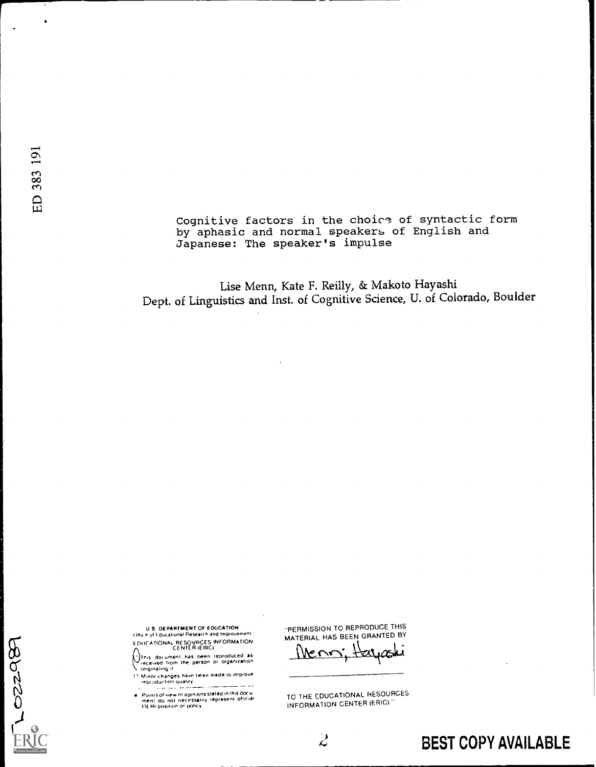ED 383 191

Cognitive factors in the choice of syntactic form by aphasic and normal speakers of English and Japanese: The speaker's impulse

Lise Menn, Kate F. Reilly, & Makoto Hayashi
Dept. of Linguistics and Inst. of Cognitive Science, U. of Colorado, Boulder

U.S. DEPARTMENT OF EDUCATION
Office of Educational Research and Improvement
EDUCATIONAL RESOURCES INFORMATION CENTER (ERIC)

This document has been reproduced as received from the person or organization originating it.

Minor changes have been made to improve reproduction quality.

Points of view or opinions stated in this document do not necessarily represent official OERI position or policy.

"PERMISSION TO REPRODUCE THIS MATERIAL HAS BEEN GRANTED BY

Menn; Hayashi

TO THE EDUCATIONAL RESOURCES INFORMATION CENTER (ERIC)."

FL022987

BEST COPY AVAILABLE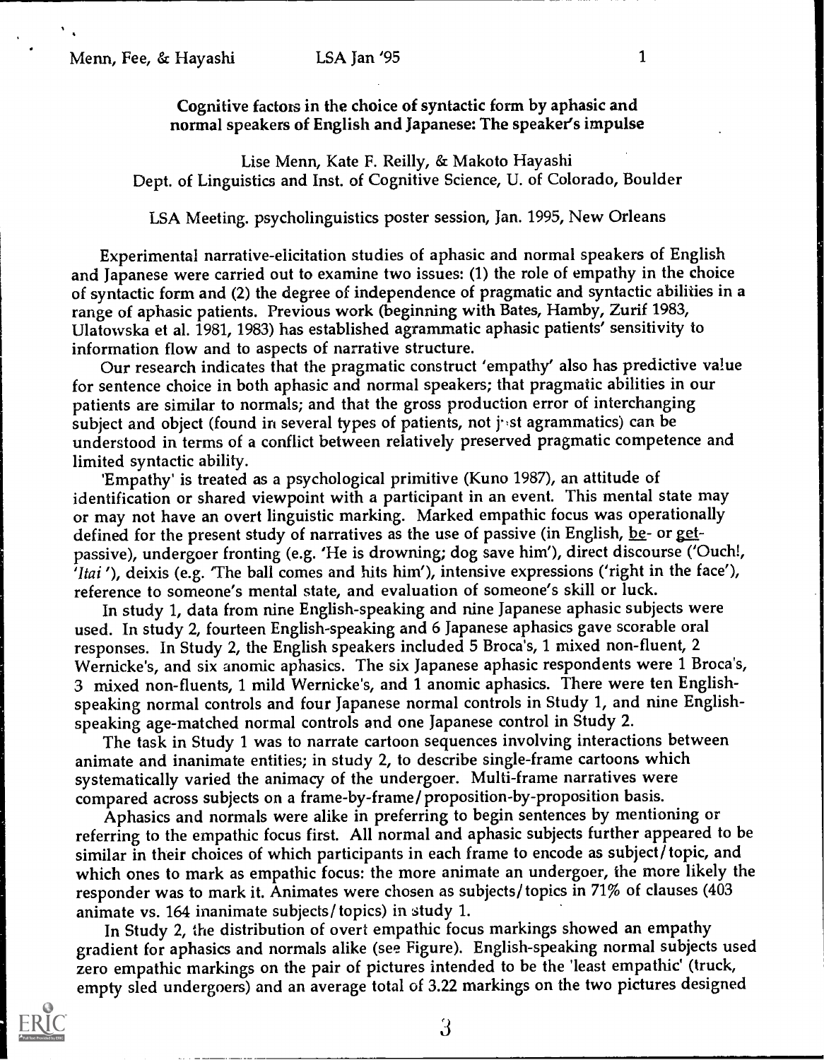# Cognitive factors in the choice of syntactic form by aphasic and normal speakers of English and Japanese: The speaker's impulse

Lise Menn, Kate F. Reilly, & Makoto Hayashi
Dept. of Linguistics and Inst. of Cognitive Science, U. of Colorado, Boulder

LSA Meeting. psycholinguistics poster session, Jan. 1995, New Orleans

Experimental narrative-elicitation studies of aphasic and normal speakers of English and Japanese were carried out to examine two issues: (1) the role of empathy in the choice of syntactic form and (2) the degree of independence of pragmatic and syntactic abilities in a range of aphasic patients. Previous work (beginning with Bates, Hamby, Zurif 1983, Ulatowska et al. 1981, 1983) has established agrammatic aphasic patients' sensitivity to information flow and to aspects of narrative structure.

Our research indicates that the pragmatic construct 'empathy' also has predictive value for sentence choice in both aphasic and normal speakers; that pragmatic abilities in our patients are similar to normals; and that the gross production error of interchanging subject and object (found in several types of patients, not just agrammatics) can be understood in terms of a conflict between relatively preserved pragmatic competence and limited syntactic ability.

'Empathy' is treated as a psychological primitive (Kuno 1987), an attitude of identification or shared viewpoint with a participant in an event. This mental state may or may not have an overt linguistic marking. Marked empathic focus was operationally defined for the present study of narratives as the use of passive (in English, be- or get-passive), undergoer fronting (e.g. 'He is drowning; dog save him'), direct discourse ('Ouch!, '*Itai*'), deixis (e.g. 'The ball comes and hits him'), intensive expressions ('right in the face'), reference to someone's mental state, and evaluation of someone's skill or luck.

In study 1, data from nine English-speaking and nine Japanese aphasic subjects were used. In study 2, fourteen English-speaking and 6 Japanese aphasics gave scorable oral responses. In Study 2, the English speakers included 5 Broca's, 1 mixed non-fluent, 2 Wernicke's, and six anomic aphasics. The six Japanese aphasic respondents were 1 Broca's, 3 mixed non-fluents, 1 mild Wernicke's, and 1 anomic aphasics. There were ten English-speaking normal controls and four Japanese normal controls in Study 1, and nine English-speaking age-matched normal controls and one Japanese control in Study 2.

The task in Study 1 was to narrate cartoon sequences involving interactions between animate and inanimate entities; in study 2, to describe single-frame cartoons which systematically varied the animacy of the undergoer. Multi-frame narratives were compared across subjects on a frame-by-frame/proposition-by-proposition basis.

Aphasics and normals were alike in preferring to begin sentences by mentioning or referring to the empathic focus first. All normal and aphasic subjects further appeared to be similar in their choices of which participants in each frame to encode as subject/topic, and which ones to mark as empathic focus: the more animate an undergoer, the more likely the responder was to mark it. Animates were chosen as subjects/topics in 71% of clauses (403 animate vs. 164 inanimate subjects/topics) in study 1.

In Study 2, the distribution of overt empathic focus markings showed an empathy gradient for aphasics and normals alike (see Figure). English-speaking normal subjects used zero empathic markings on the pair of pictures intended to be the 'least empathic' (truck, empty sled undergoers) and an average total of 3.22 markings on the two pictures designed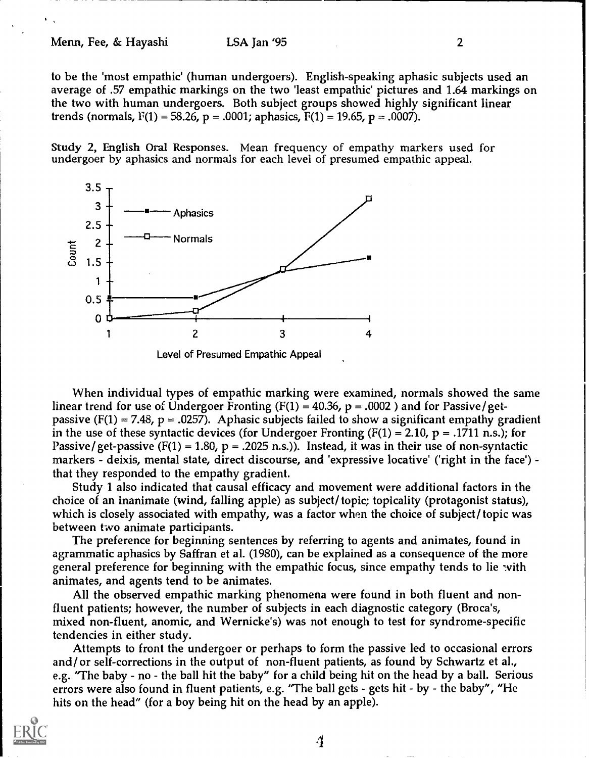to be the 'most empathic' (human undergoers). English-speaking aphasic subjects used an average of .57 empathic markings on the two 'least empathic' pictures and 1.64 markings on the two with human undergoers. Both subject groups showed highly significant linear trends (normals, $F(1) = 58.26$, $p = .0001$; aphasics, $F(1) = 19.65$, $p = .0007$).

**Study 2, English Oral Responses.** Mean frequency of empathy markers used for undergoer by aphasics and normals for each level of presumed empathic appeal.

When individual types of empathic marking were examined, normals showed the same linear trend for use of Undergoer Fronting ($F(1) = 40.36$, $p = .0002$ ) and for Passive/get-passive ($F(1) = 7.48$, $p = .0257$). Aphasic subjects failed to show a significant empathy gradient in the use of these syntactic devices (for Undergoer Fronting ($F(1) = 2.10$, $p = .1711$ n.s.); for Passive/get-passive ($F(1) = 1.80$, $p = .2025$ n.s.)). Instead, it was in their use of non-syntactic markers - deixis, mental state, direct discourse, and 'expressive locative' ('right in the face') - that they responded to the empathy gradient.

Study 1 also indicated that causal efficacy and movement were additional factors in the choice of an inanimate (wind, falling apple) as subject/topic; topicality (protagonist status), which is closely associated with empathy, was a factor when the choice of subject/topic was between two animate participants.

The preference for beginning sentences by referring to agents and animates, found in agrammatic aphasics by Saffran et al. (1980), can be explained as a consequence of the more general preference for beginning with the empathic focus, since empathy tends to lie with animates, and agents tend to be animates.

All the observed empathic marking phenomena were found in both fluent and non-fluent patients; however, the number of subjects in each diagnostic category (Broca's, mixed non-fluent, anomic, and Wernicke's) was not enough to test for syndrome-specific tendencies in either study.

Attempts to front the undergoer or perhaps to form the passive led to occasional errors and/or self-corrections in the output of non-fluent patients, as found by Schwartz et al., e.g. "The baby - no - the ball hit the baby" for a child being hit on the head by a ball. Serious errors were also found in fluent patients, e.g. "The ball gets - gets hit - by - the baby", "He hits on the head" (for a boy being hit on the head by an apple).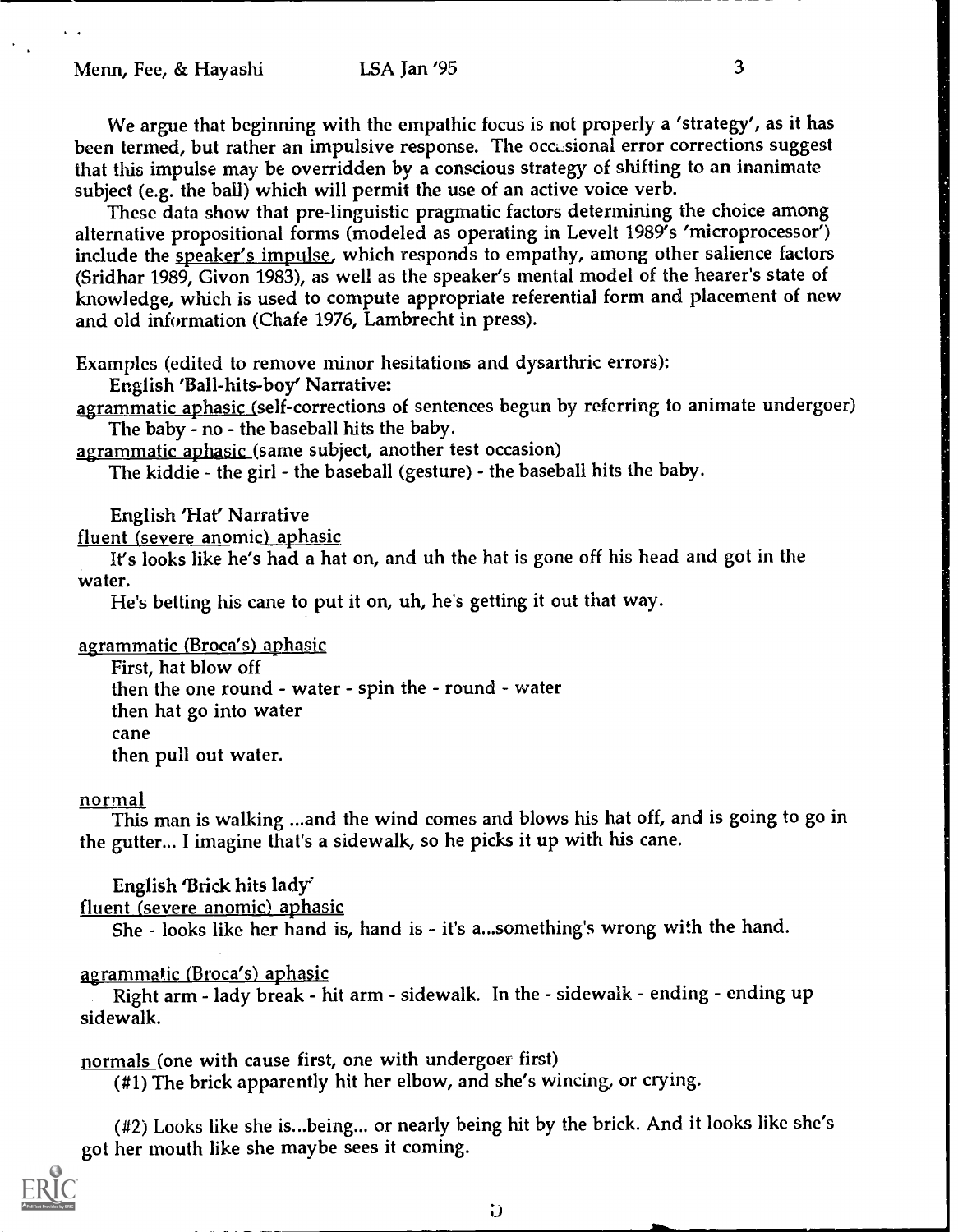We argue that beginning with the empathic focus is not properly a 'strategy', as it has been termed, but rather an impulsive response. The occasional error corrections suggest that this impulse may be overridden by a conscious strategy of shifting to an inanimate subject (e.g. the ball) which will permit the use of an active voice verb.

These data show that pre-linguistic pragmatic factors determining the choice among alternative propositional forms (modeled as operating in Levelt 1989's 'microprocessor') include the <u>speaker's impulse</u>, which responds to empathy, among other salience factors (Sridhar 1989, Givon 1983), as well as the speaker's mental model of the hearer's state of knowledge, which is used to compute appropriate referential form and placement of new and old information (Chafe 1976, Lambrecht in press).

Examples (edited to remove minor hesitations and dysarthric errors):

**English 'Ball-hits-boy' Narrative:**

<u>agrammatic aphasic</u> (self-corrections of sentences begun by referring to animate undergoer)

The baby - no - the baseball hits the baby.

<u>agrammatic aphasic</u> (same subject, another test occasion)

The kiddie - the girl - the baseball (gesture) - the baseball hits the baby.

English 'Hat' Narrative

<u>fluent (severe anomic) aphasic</u>

It's looks like he's had a hat on, and uh the hat is gone off his head and got in the water.

He's betting his cane to put it on, uh, he's getting it out that way.

<u>agrammatic (Broca's) aphasic</u>

First, hat blow off  
then the one round - water - spin the - round - water  
then hat go into water  
cane  
then pull out water.

<u>normal</u>

This man is walking ...and the wind comes and blows his hat off, and is going to go in the gutter... I imagine that's a sidewalk, so he picks it up with his cane.

**English 'Brick hits lady'**

<u>fluent (severe anomic) aphasic</u>

She - looks like her hand is, hand is - it's a...something's wrong with the hand.

<u>agrammatic (Broca's) aphasic</u>

Right arm - lady break - hit arm - sidewalk. In the - sidewalk - ending - ending up sidewalk.

<u>normals</u> (one with cause first, one with undergoer first)

(#1) The brick apparently hit her elbow, and she's wincing, or crying.

(#2) Looks like she is...being... or nearly being hit by the brick. And it looks like she's got her mouth like she maybe sees it coming.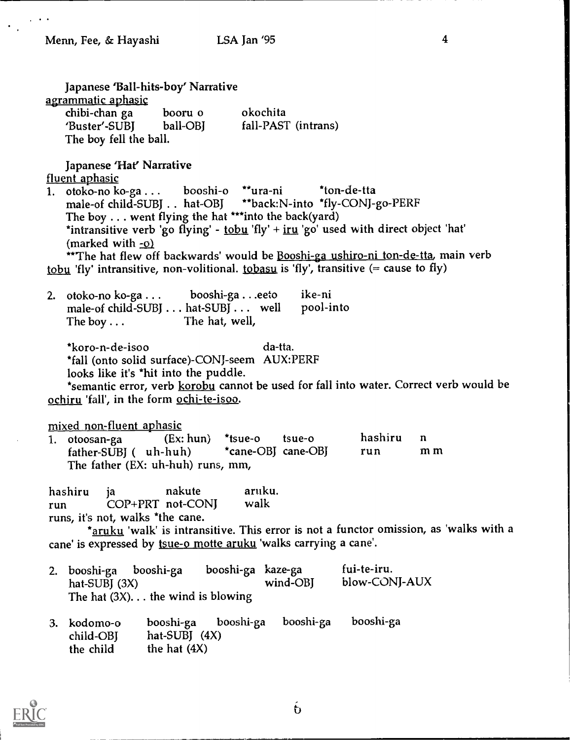Japanese 'Ball-hits-boy' Narrative

agrammatic aphasic

```
chibi-chan ga      booru o      okochita
'Buster'-SUBJ      ball-OBJ     fall-PAST (intrans)
The boy fell the ball.
```

Japanese 'Hat' Narrative

fluent aphasic

```
1. otoko-no ko-ga . . .     booshi-o    **ura-ni       *ton-de-tta
   male-of child-SUBJ . .  hat-OBJ     **back:N-into  *fly-CONJ-go-PERF
   The boy . . . went flying the hat ***into the back(yard)
```

*intransitive verb 'go flying' - tobu 'fly' + iru 'go' used with direct object 'hat' (marked with -o)

**'The hat flew off backwards' would be Booshi-ga ushiro-ni ton-de-tta, main verb tobu 'fly' intransitive, non-volitional. tobasu is 'fly', transitive (= cause to fly)

```
2. otoko-no ko-ga . . .          booshi-ga . . .eeto     ike-ni
   male-of child-SUBJ . . . hat-SUBJ . . .  well     pool-into
   The boy . . .                 The hat, well,

   *koro-n-de-isoo                          da-tta.
   *fall (onto solid surface)-CONJ-seem   AUX:PERF
   looks like it's *hit into the puddle.
```

*semantic error, verb korobu cannot be used for fall into water. Correct verb would be ochiru 'fall', in the form ochi-te-isoo.

mixed non-fluent aphasic

```
1. otoosan-ga       (Ex: hun)   *tsue-o     tsue-o      hashiru    n
   father-SUBJ ( uh-huh)        *cane-OBJ  cane-OBJ    run        m m
   The father (EX: uh-huh) runs, mm,

hashiru   ja          nakute       aruku.
run       COP+PRT  not-CONJ     walk
runs, it's not, walks *the cane.
```

*aruku 'walk' is intransitive. This error is not a functor omission, as 'walks with a cane' is expressed by tsue-o motte aruku 'walks carrying a cane'.

```
2. booshi-ga   booshi-ga     booshi-ga  kaze-ga      fui-te-iru.
   hat-SUBJ (3X)                        wind-OBJ     blow-CONJ-AUX
   The hat (3X). . . the wind is blowing

3. kodomo-o     booshi-ga    booshi-ga    booshi-ga    booshi-ga
   child-OBJ    hat-SUBJ  (4X)
   the child    the hat (4X)
```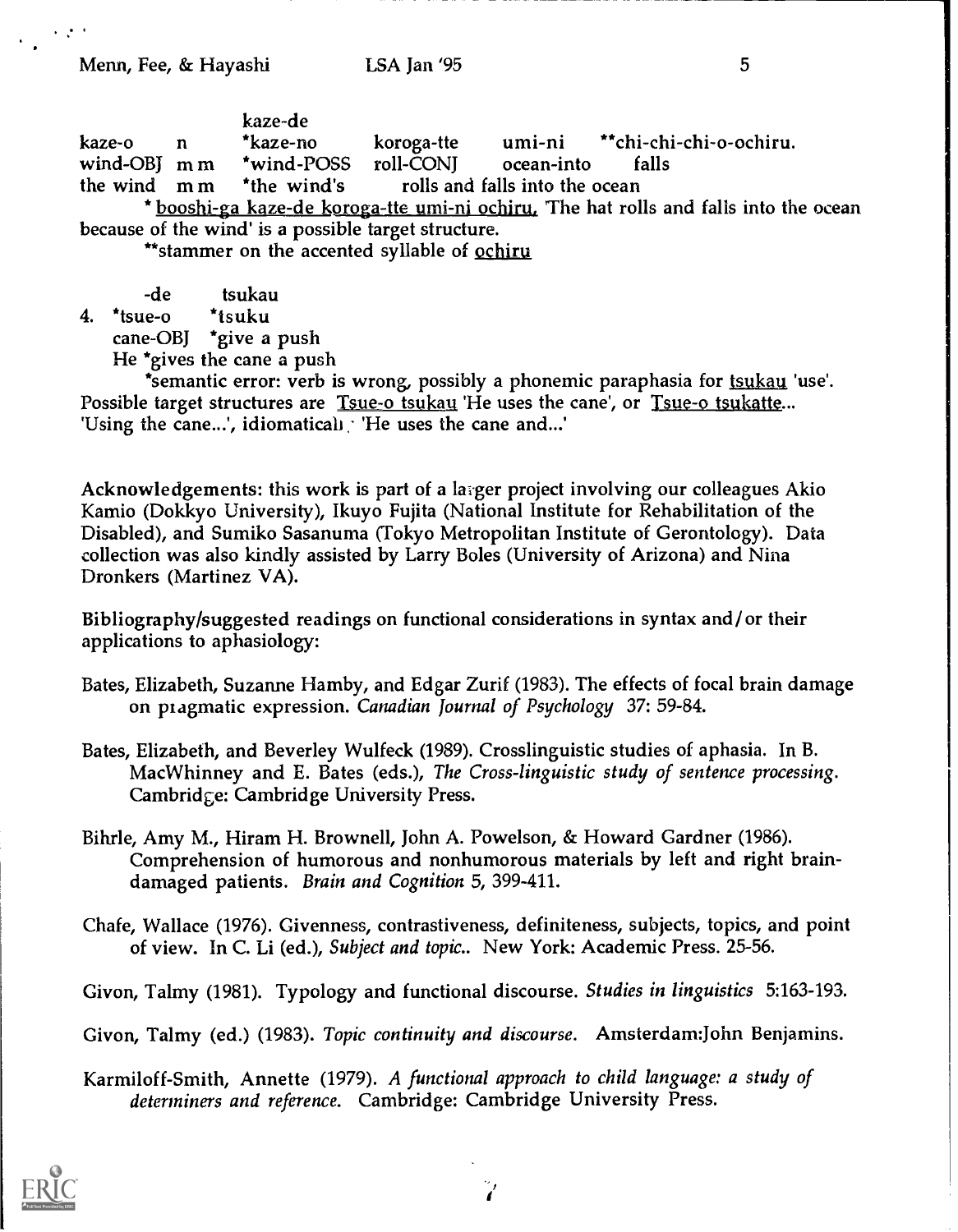```
            kaze-de
kaze-o      n     *kaze-no      koroga-tte    umi-ni      **chi-chi-chi-o-ochiru.
wind-OBJ    m m   *wind-POSS    roll-CONJ     ocean-into     falls
the wind    m m   *the wind's        rolls and falls into the ocean
```

\* booshi-ga kaze-de koroga-tte umi-ni ochiru. 'The hat rolls and falls into the ocean because of the wind' is a possible target structure.

\*\*stammer on the accented syllable of ochiru

```
     -de         tsukau
4.  *tsue-o     *tsuku
    cane-OBJ   *give a push
    He *gives the cane a push
```

\*semantic error: verb is wrong, possibly a phonemic paraphasia for tsukau 'use'. Possible target structures are Tsue-o tsukau 'He uses the cane', or Tsue-o tsukatte... 'Using the cane...', idiomatically 'He uses the cane and...'

Acknowledgements: this work is part of a larger project involving our colleagues Akio Kamio (Dokkyo University), Ikuyo Fujita (National Institute for Rehabilitation of the Disabled), and Sumiko Sasanuma (Tokyo Metropolitan Institute of Gerontology). Data collection was also kindly assisted by Larry Boles (University of Arizona) and Nina Dronkers (Martinez VA).

Bibliography/suggested readings on functional considerations in syntax and/or their applications to aphasiology:

Bates, Elizabeth, Suzanne Hamby, and Edgar Zurif (1983). The effects of focal brain damage on pragmatic expression. *Canadian Journal of Psychology* 37: 59-84.

Bates, Elizabeth, and Beverley Wulfeck (1989). Crosslinguistic studies of aphasia. In B. MacWhinney and E. Bates (eds.), *The Cross-linguistic study of sentence processing*. Cambridge: Cambridge University Press.

Bihrle, Amy M., Hiram H. Brownell, John A. Powelson, & Howard Gardner (1986). Comprehension of humorous and nonhumorous materials by left and right brain-damaged patients. *Brain and Cognition* 5, 399-411.

Chafe, Wallace (1976). Givenness, contrastiveness, definiteness, subjects, topics, and point of view. In C. Li (ed.), *Subject and topic..* New York: Academic Press. 25-56.

Givon, Talmy (1981). Typology and functional discourse. *Studies in linguistics* 5:163-193.

Givon, Talmy (ed.) (1983). *Topic continuity and discourse.* Amsterdam:John Benjamins.

Karmiloff-Smith, Annette (1979). *A functional approach to child language: a study of determiners and reference.* Cambridge: Cambridge University Press.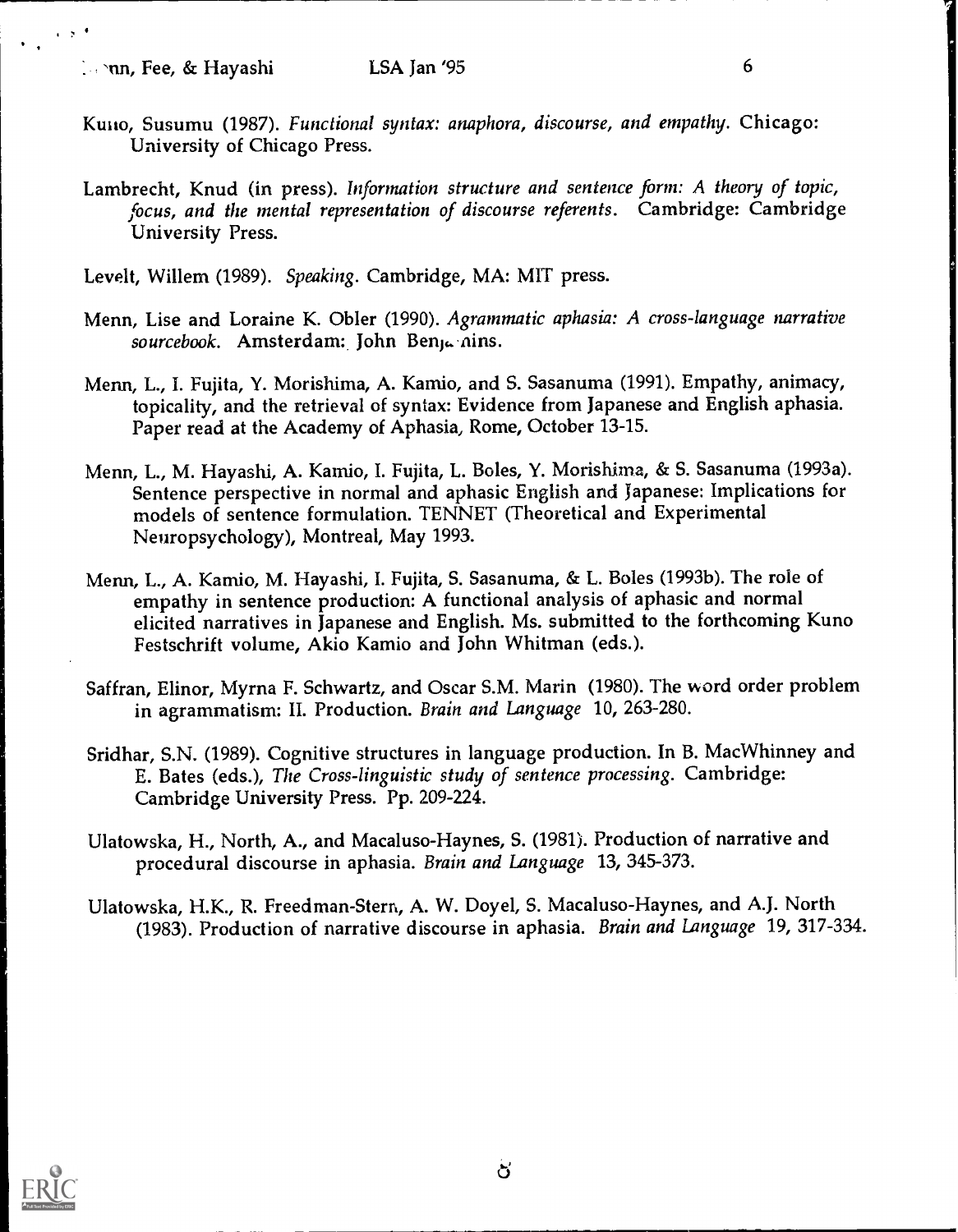Kuno, Susumu (1987). *Functional syntax: anaphora, discourse, and empathy.* Chicago: University of Chicago Press.

Lambrecht, Knud (in press). *Information structure and sentence form: A theory of topic, focus, and the mental representation of discourse referents.* Cambridge: Cambridge University Press.

Levelt, Willem (1989). *Speaking.* Cambridge, MA: MIT press.

Menn, Lise and Loraine K. Obler (1990). *Agrammatic aphasia: A cross-language narrative sourcebook.* Amsterdam: John Benjamins.

Menn, L., I. Fujita, Y. Morishima, A. Kamio, and S. Sasanuma (1991). Empathy, animacy, topicality, and the retrieval of syntax: Evidence from Japanese and English aphasia. Paper read at the Academy of Aphasia, Rome, October 13-15.

Menn, L., M. Hayashi, A. Kamio, I. Fujita, L. Boles, Y. Morishima, & S. Sasanuma (1993a). Sentence perspective in normal and aphasic English and Japanese: Implications for models of sentence formulation. TENNET (Theoretical and Experimental Neuropsychology), Montreal, May 1993.

Menn, L., A. Kamio, M. Hayashi, I. Fujita, S. Sasanuma, & L. Boles (1993b). The role of empathy in sentence production: A functional analysis of aphasic and normal elicited narratives in Japanese and English. Ms. submitted to the forthcoming Kuno Festschrift volume, Akio Kamio and John Whitman (eds.).

Saffran, Elinor, Myrna F. Schwartz, and Oscar S.M. Marin (1980). The word order problem in agrammatism: II. Production. *Brain and Language* 10, 263-280.

Sridhar, S.N. (1989). Cognitive structures in language production. In B. MacWhinney and E. Bates (eds.), *The Cross-linguistic study of sentence processing.* Cambridge: Cambridge University Press. Pp. 209-224.

Ulatowska, H., North, A., and Macaluso-Haynes, S. (1981). Production of narrative and procedural discourse in aphasia. *Brain and Language* 13, 345-373.

Ulatowska, H.K., R. Freedman-Stern, A. W. Doyel, S. Macaluso-Haynes, and A.J. North (1983). Production of narrative discourse in aphasia. *Brain and Language* 19, 317-334.